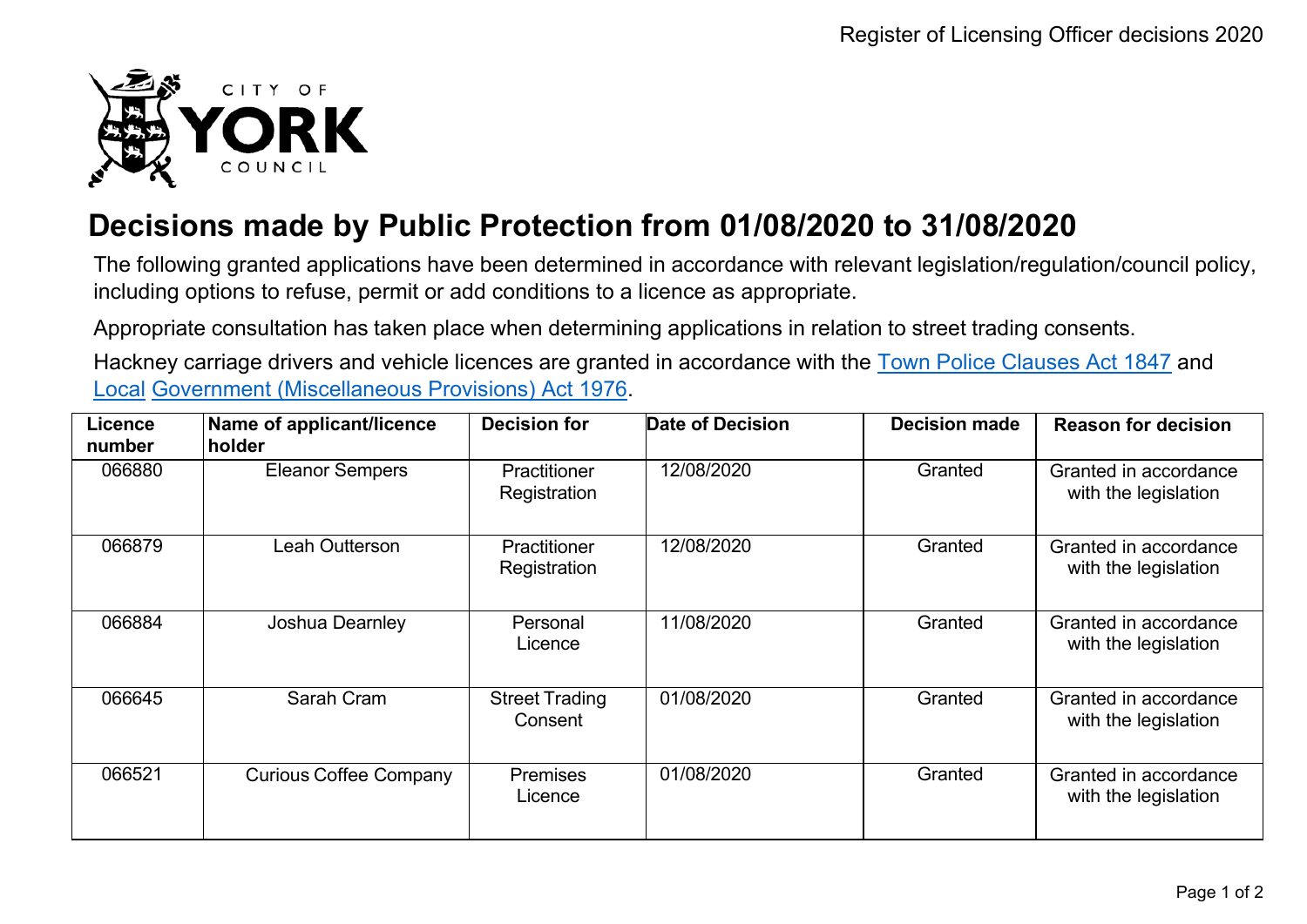# Decisions made by Public Protection from 01/08/2020 to 31/08/2020

The following granted applications have been determined in accordance with relevant legislation/regulation/council policy, including options to refuse, permit or add conditions to a licence as appropriate.

Appropriate consultation has taken place when determining applications in relation to street trading consents.

Hackney carriage drivers and vehicle licences are granted in accordance with the Town Police Clauses Act 1847 and Local Government (Miscellaneous Provisions) Act 1976.

| Licence number | Name of applicant/licence holder | Decision for | Date of Decision | Decision made | Reason for decision |
|---|---|---|---|---|---|
| 066880 | Eleanor Sempers | Practitioner Registration | 12/08/2020 | Granted | Granted in accordance with the legislation |
| 066879 | Leah Outterson | Practitioner Registration | 12/08/2020 | Granted | Granted in accordance with the legislation |
| 066884 | Joshua Dearnley | Personal Licence | 11/08/2020 | Granted | Granted in accordance with the legislation |
| 066645 | Sarah Cram | Street Trading Consent | 01/08/2020 | Granted | Granted in accordance with the legislation |
| 066521 | Curious Coffee Company | Premises Licence | 01/08/2020 | Granted | Granted in accordance with the legislation |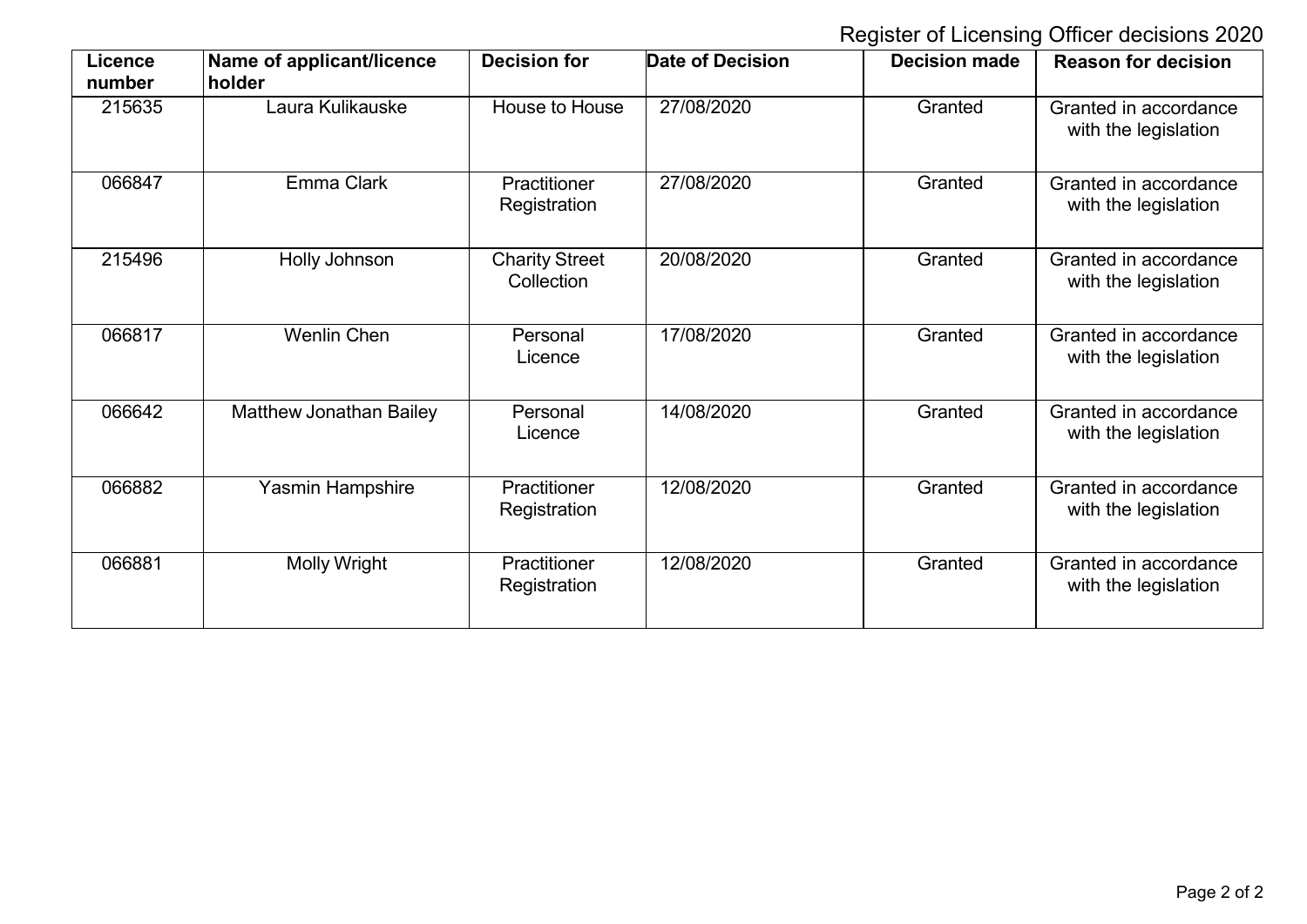Register of Licensing Officer decisions 2020

| Licence number | Name of applicant/licence holder | Decision for | Date of Decision | Decision made | Reason for decision |
|---|---|---|---|---|---|
| 215635 | Laura Kulikauske | House to House | 27/08/2020 | Granted | Granted in accordance with the legislation |
| 066847 | Emma Clark | Practitioner Registration | 27/08/2020 | Granted | Granted in accordance with the legislation |
| 215496 | Holly Johnson | Charity Street Collection | 20/08/2020 | Granted | Granted in accordance with the legislation |
| 066817 | Wenlin Chen | Personal Licence | 17/08/2020 | Granted | Granted in accordance with the legislation |
| 066642 | Matthew Jonathan Bailey | Personal Licence | 14/08/2020 | Granted | Granted in accordance with the legislation |
| 066882 | Yasmin Hampshire | Practitioner Registration | 12/08/2020 | Granted | Granted in accordance with the legislation |
| 066881 | Molly Wright | Practitioner Registration | 12/08/2020 | Granted | Granted in accordance with the legislation |